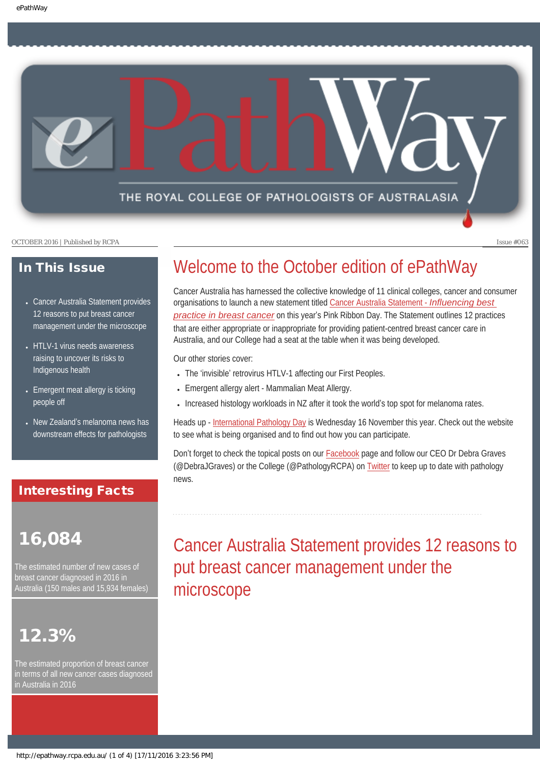# ePathWay

THE ROYAL COLLEGE OF PATHOLOGISTS OF AUSTRALASIA

OCTOBER 2016 | Published by RCPA

Issue #063

## In This Issue

- Cancer Australia Statement provides 12 reasons to put breast cancer management under the microscope
- HTLV-1 virus needs awareness raising to uncover its risks to Indigenous health
- Emergent meat allergy is ticking people off
- New Zealand's melanoma news has downstream effects for pathologists

## Interesting Facts

**16,084**

The estimated number of new cases of breast cancer diagnosed in 2016 in Australia (150 males and 15,934 females)

**12.3%**

The estimated proportion of breast cancer in terms of all new cancer cases diagnosed in Australia in 2016

# Welcome to the October edition of ePathWay

Cancer Australia has harnessed the collective knowledge of 11 clinical colleges, cancer and consumer organisations to launch a new statement titled Cancer Australia Statement - *Influencing best practice in breast cancer* on this year's Pink Ribbon Day. The Statement outlines 12 practices that are either appropriate or inappropriate for providing patient-centred breast cancer care in Australia, and our College had a seat at the table when it was being developed.

Our other stories cover:

- The 'invisible' retrovirus HTLV-1 affecting our First Peoples.
- Emergent allergy alert - Mammalian Meat Allergy.
- Increased histology workloads in NZ after it took the world's top spot for melanoma rates.

Heads up - International Pathology Day is Wednesday 16 November this year. Check out the website to see what is being organised and to find out how you can participate.

Don't forget to check the topical posts on our Facebook page and follow our CEO Dr Debra Graves (@DebraJGraves) or the College (@PathologyRCPA) on Twitter to keep up to date with pathology news.

# Cancer Australia Statement provides 12 reasons to put breast cancer management under the microscope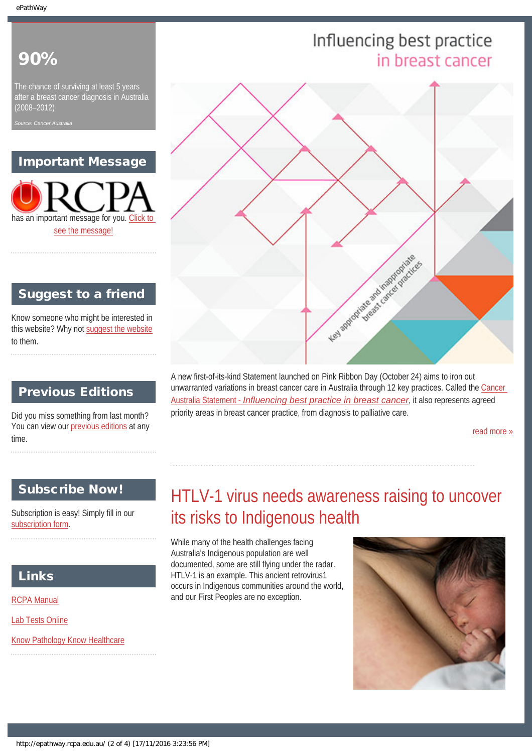**90%**

The chance of surviving at least 5 years after a breast cancer diagnosis in Australia (2008–2012)

*Source: Cancer Australia*

## Important Message

RCPA has an important message for you. Click to see the message!

## Suggest to a friend

Know someone who might be interested in this website? Why not suggest the website to them.

## Previous Editions

Did you miss something from last month? You can view our previous editions at any time.

## Subscribe Now!

Subscription is easy! Simply fill in our subscription form.

## Links

RCPA Manual

Lab Tests Online

Know Pathology Know Healthcare

# Influencing best practice in breast cancer

Key appropriate and inappropriate breast cancer practices

A new first-of-its-kind Statement launched on Pink Ribbon Day (October 24) aims to iron out unwarranted variations in breast cancer care in Australia through 12 key practices. Called the Cancer Australia Statement - *Influencing best practice in breast cancer*, it also represents agreed priority areas in breast cancer practice, from diagnosis to palliative care.

read more »

# HTLV-1 virus needs awareness raising to uncover its risks to Indigenous health

While many of the health challenges facing Australia's Indigenous population are well documented, some are still flying under the radar. HTLV-1 is an example. This ancient retrovirus1 occurs in Indigenous communities around the world, and our First Peoples are no exception.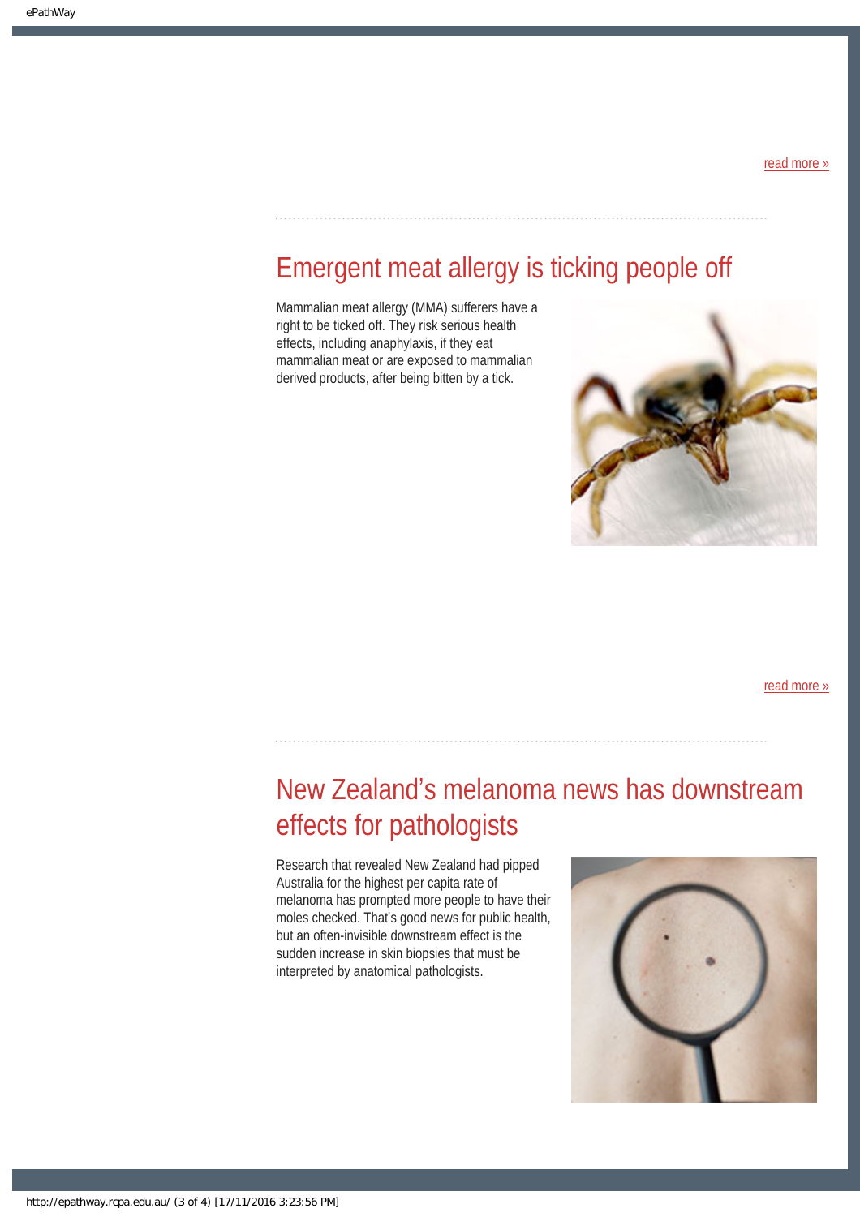read more »

## Emergent meat allergy is ticking people off

Mammalian meat allergy (MMA) sufferers have a right to be ticked off. They risk serious health effects, including anaphylaxis, if they eat mammalian meat or are exposed to mammalian derived products, after being bitten by a tick.

read more »

## New Zealand's melanoma news has downstream effects for pathologists

Research that revealed New Zealand had pipped Australia for the highest per capita rate of melanoma has prompted more people to have their moles checked. That's good news for public health, but an often-invisible downstream effect is the sudden increase in skin biopsies that must be interpreted by anatomical pathologists.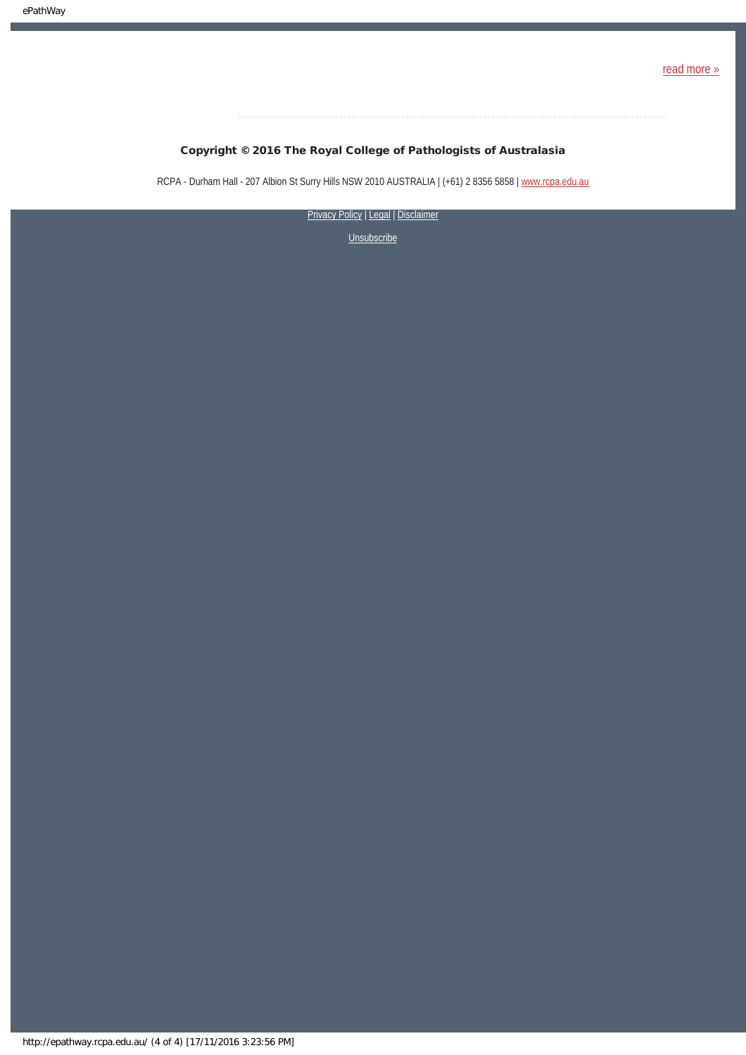read more »

**Copyright © 2016 The Royal College of Pathologists of Australasia**

RCPA - Durham Hall - 207 Albion St Surry Hills NSW 2010 AUSTRALIA | (+61) 2 8356 5858 | www.rcpa.edu.au

Privacy Policy | Legal | Disclaimer

Unsubscribe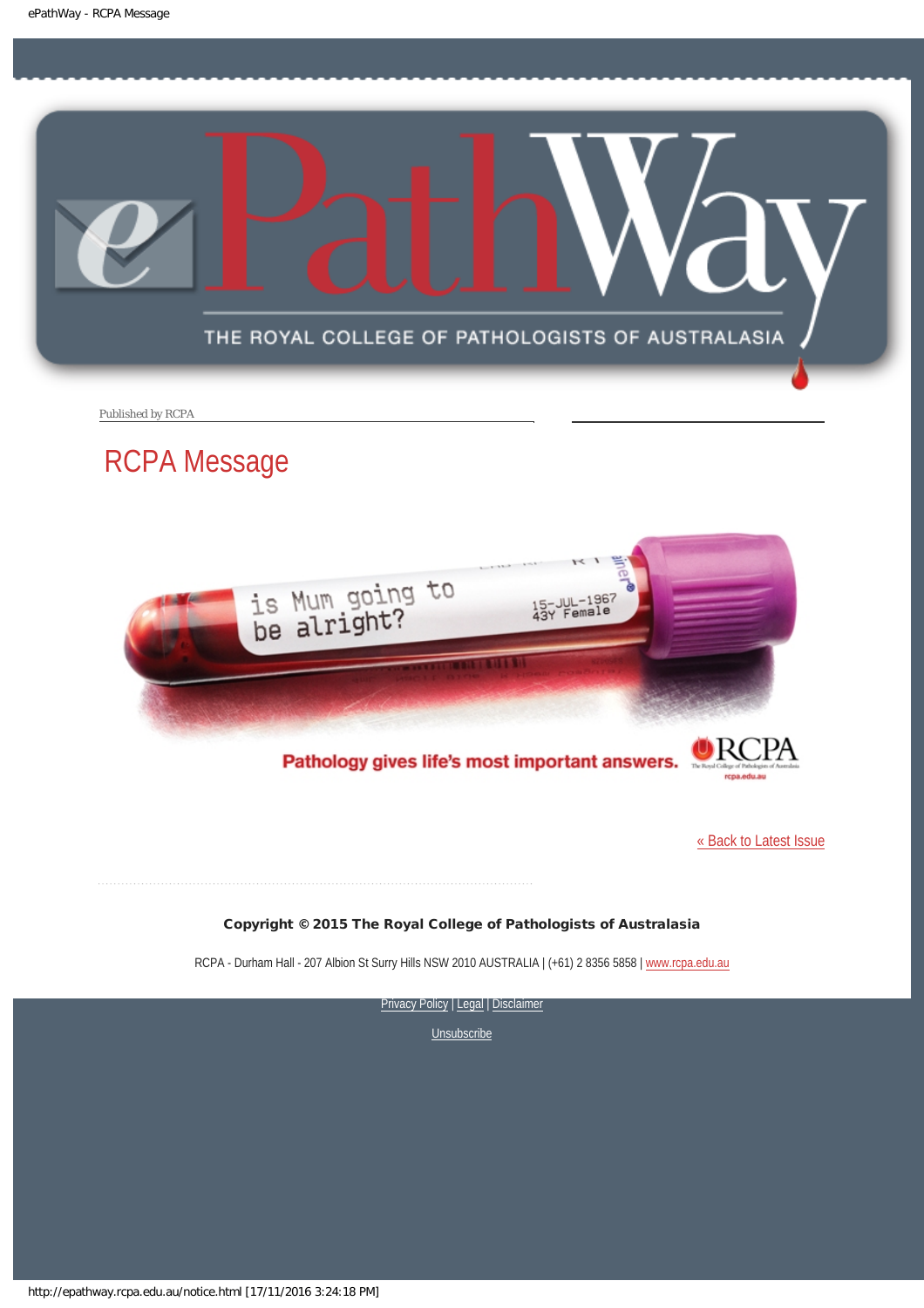# ePathWay

THE ROYAL COLLEGE OF PATHOLOGISTS OF AUSTRALASIA

Published by RCPA

## RCPA Message

is Mum going to be alright?

15-JUL-1967
43Y Female

**Pathology gives life's most important answers.**

RCPA
The Royal College of Pathologists of Australasia
rcpa.edu.au

[« Back to Latest Issue]

**Copyright © 2015 The Royal College of Pathologists of Australasia**

RCPA - Durham Hall - 207 Albion St Surry Hills NSW 2010 AUSTRALIA | (+61) 2 8356 5858 | www.rcpa.edu.au

Privacy Policy | Legal | Disclaimer

Unsubscribe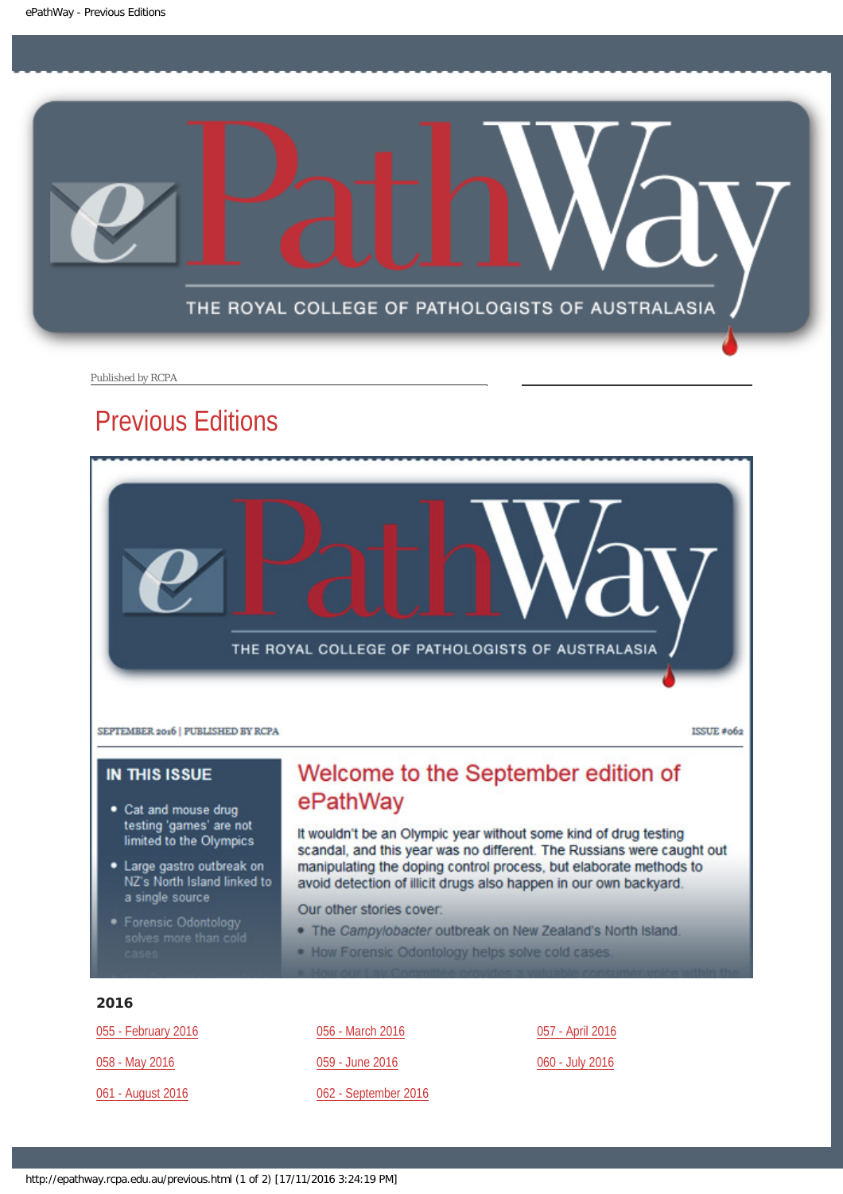Published by RCPA

# Previous Editions

SEPTEMBER 2016 | PUBLISHED BY RCPA

ISSUE #062

## IN THIS ISSUE

- Cat and mouse drug testing 'games' are not limited to the Olympics
- Large gastro outbreak on NZ's North Island linked to a single source
- Forensic Odontology solves more than cold cases

## Welcome to the September edition of ePathWay

It wouldn't be an Olympic year without some kind of drug testing scandal, and this year was no different. The Russians were caught out manipulating the doping control process, but elaborate methods to avoid detection of illicit drugs also happen in our own backyard.

Our other stories cover:

- The *Campylobacter* outbreak on New Zealand's North Island.
- How Forensic Odontology helps solve cold cases.

## 2016

| | | |
|---|---|---|
| 055 - February 2016 | 056 - March 2016 | 057 - April 2016 |
| 058 - May 2016 | 059 - June 2016 | 060 - July 2016 |
| 061 - August 2016 | 062 - September 2016 | |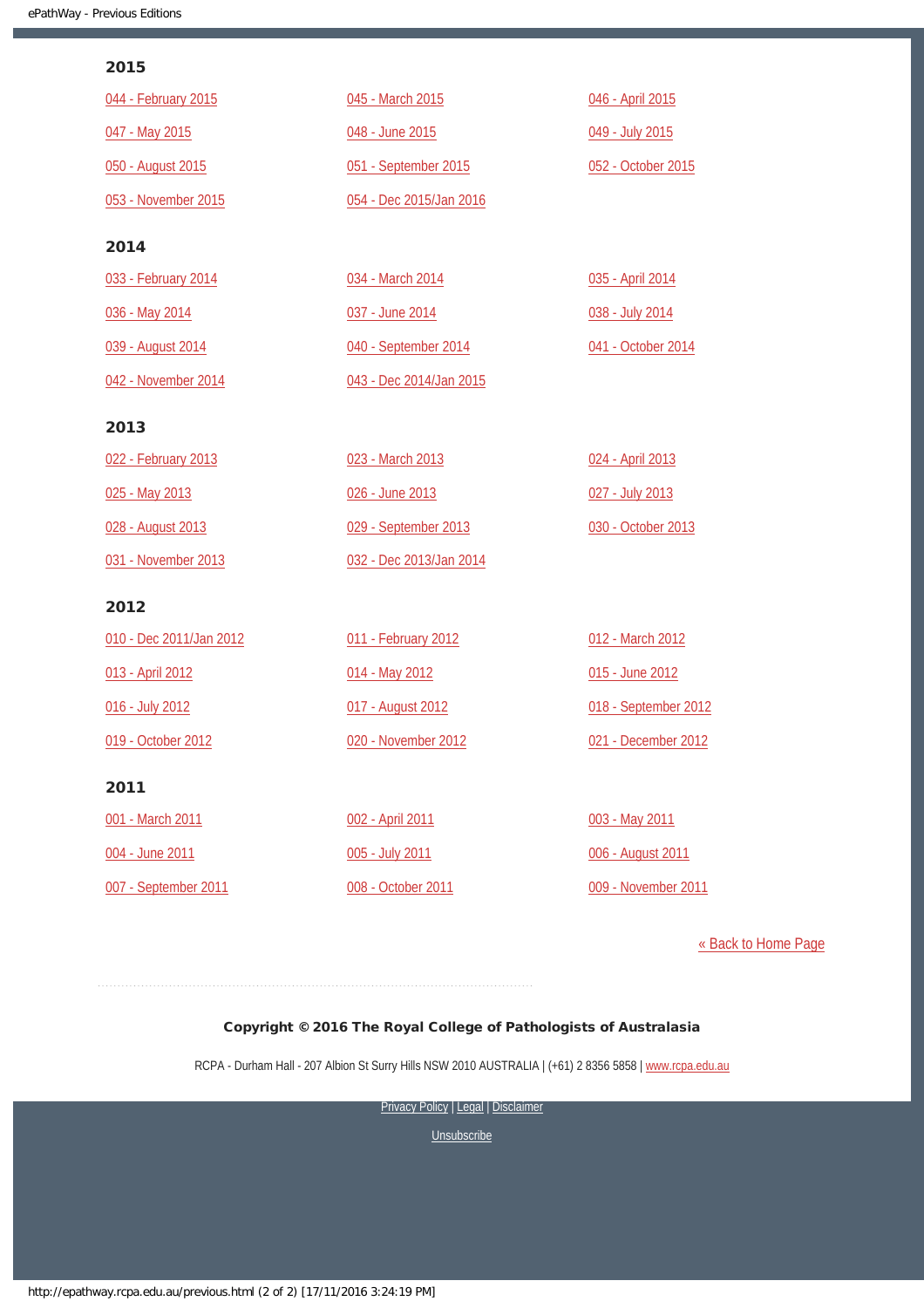## 2015

044 - February 2015

045 - March 2015

046 - April 2015

047 - May 2015

048 - June 2015

049 - July 2015

050 - August 2015

051 - September 2015

052 - October 2015

053 - November 2015

054 - Dec 2015/Jan 2016

## 2014

033 - February 2014

034 - March 2014

035 - April 2014

036 - May 2014

037 - June 2014

038 - July 2014

039 - August 2014

040 - September 2014

041 - October 2014

042 - November 2014

043 - Dec 2014/Jan 2015

## 2013

022 - February 2013

023 - March 2013

024 - April 2013

025 - May 2013

026 - June 2013

027 - July 2013

028 - August 2013

029 - September 2013

030 - October 2013

031 - November 2013

032 - Dec 2013/Jan 2014

## 2012

010 - Dec 2011/Jan 2012

011 - February 2012

012 - March 2012

013 - April 2012

014 - May 2012

015 - June 2012

016 - July 2012

017 - August 2012

018 - September 2012

019 - October 2012

020 - November 2012

021 - December 2012

## 2011

001 - March 2011

002 - April 2011

003 - May 2011

004 - June 2011

005 - July 2011

006 - August 2011

007 - September 2011

008 - October 2011

009 - November 2011

« Back to Home Page

**Copyright © 2016 The Royal College of Pathologists of Australasia**

RCPA - Durham Hall - 207 Albion St Surry Hills NSW 2010 AUSTRALIA | (+61) 2 8356 5858 | www.rcpa.edu.au

Privacy Policy | Legal | Disclaimer

Unsubscribe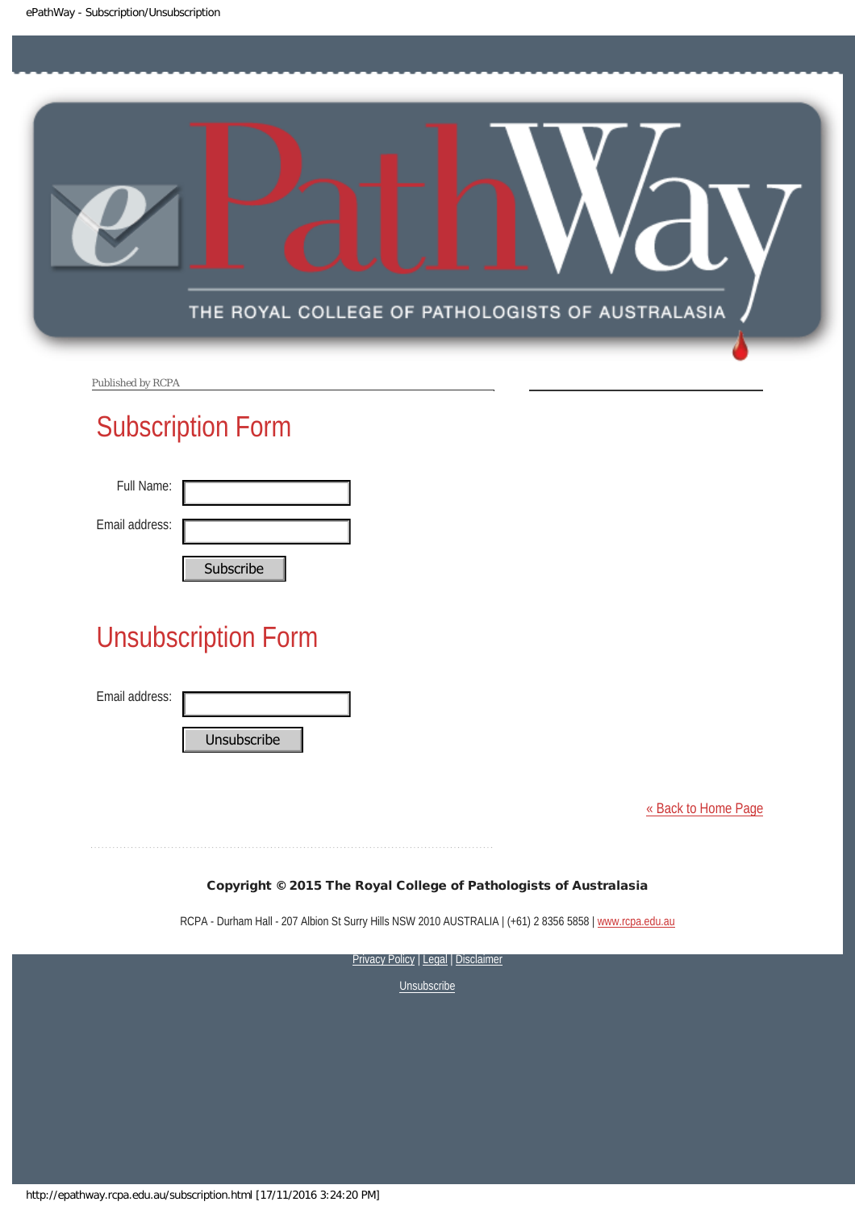Published by RCPA

# Subscription Form

Full Name:

Email address:

Subscribe

# Unsubscription Form

Email address:

Unsubscribe

« Back to Home Page

**Copyright © 2015 The Royal College of Pathologists of Australasia**

RCPA - Durham Hall - 207 Albion St Surry Hills NSW 2010 AUSTRALIA | (+61) 2 8356 5858 | www.rcpa.edu.au

Privacy Policy | Legal | Disclaimer

Unsubscribe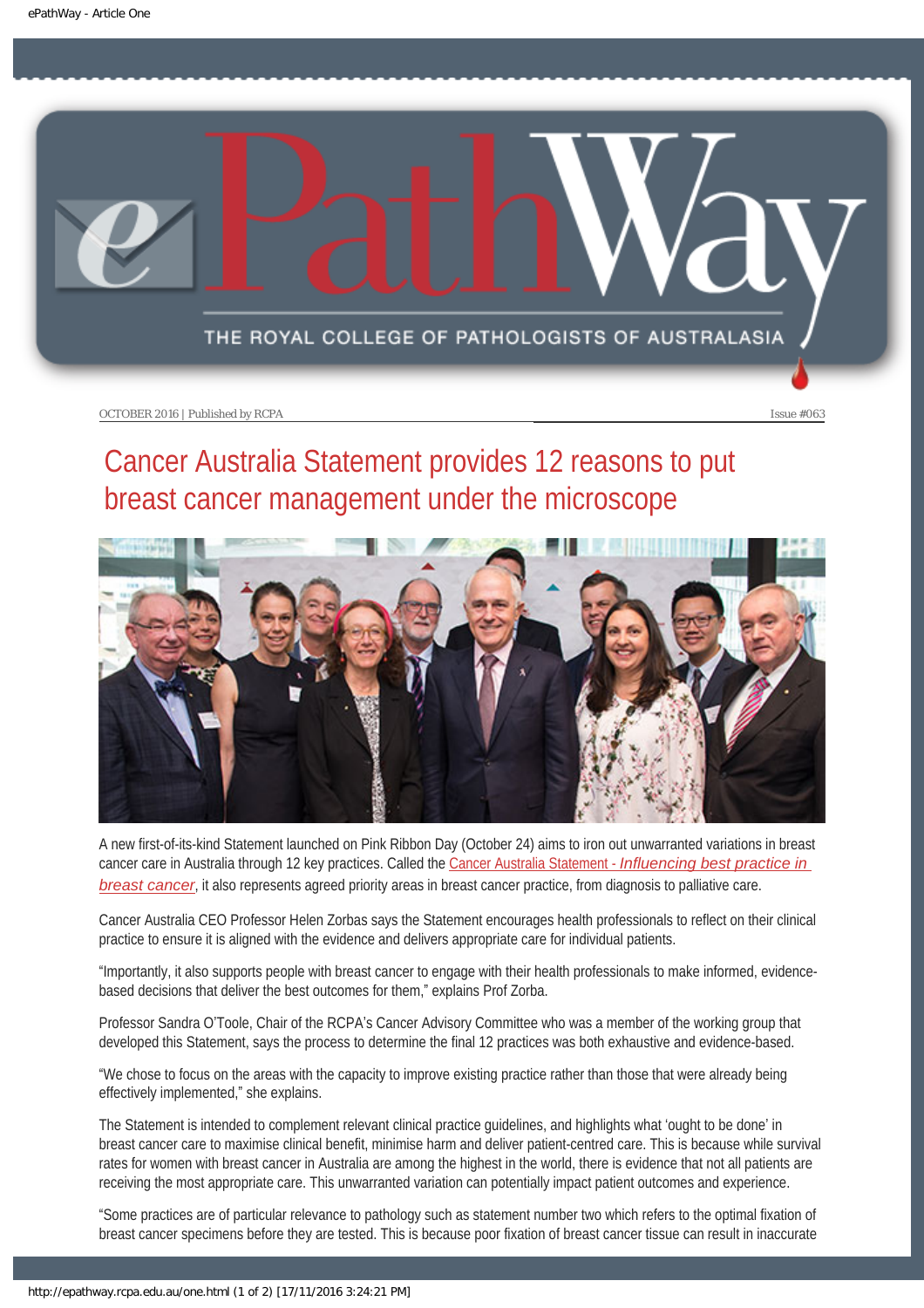OCTOBER 2016 | Published by RCPA

Issue #063

# Cancer Australia Statement provides 12 reasons to put breast cancer management under the microscope

A new first-of-its-kind Statement launched on Pink Ribbon Day (October 24) aims to iron out unwarranted variations in breast cancer care in Australia through 12 key practices. Called the Cancer Australia Statement - *Influencing best practice in breast cancer*, it also represents agreed priority areas in breast cancer practice, from diagnosis to palliative care.

Cancer Australia CEO Professor Helen Zorbas says the Statement encourages health professionals to reflect on their clinical practice to ensure it is aligned with the evidence and delivers appropriate care for individual patients.

"Importantly, it also supports people with breast cancer to engage with their health professionals to make informed, evidence-based decisions that deliver the best outcomes for them," explains Prof Zorba.

Professor Sandra O'Toole, Chair of the RCPA's Cancer Advisory Committee who was a member of the working group that developed this Statement, says the process to determine the final 12 practices was both exhaustive and evidence-based.

"We chose to focus on the areas with the capacity to improve existing practice rather than those that were already being effectively implemented," she explains.

The Statement is intended to complement relevant clinical practice guidelines, and highlights what 'ought to be done' in breast cancer care to maximise clinical benefit, minimise harm and deliver patient-centred care. This is because while survival rates for women with breast cancer in Australia are among the highest in the world, there is evidence that not all patients are receiving the most appropriate care. This unwarranted variation can potentially impact patient outcomes and experience.

"Some practices are of particular relevance to pathology such as statement number two which refers to the optimal fixation of breast cancer specimens before they are tested. This is because poor fixation of breast cancer tissue can result in inaccurate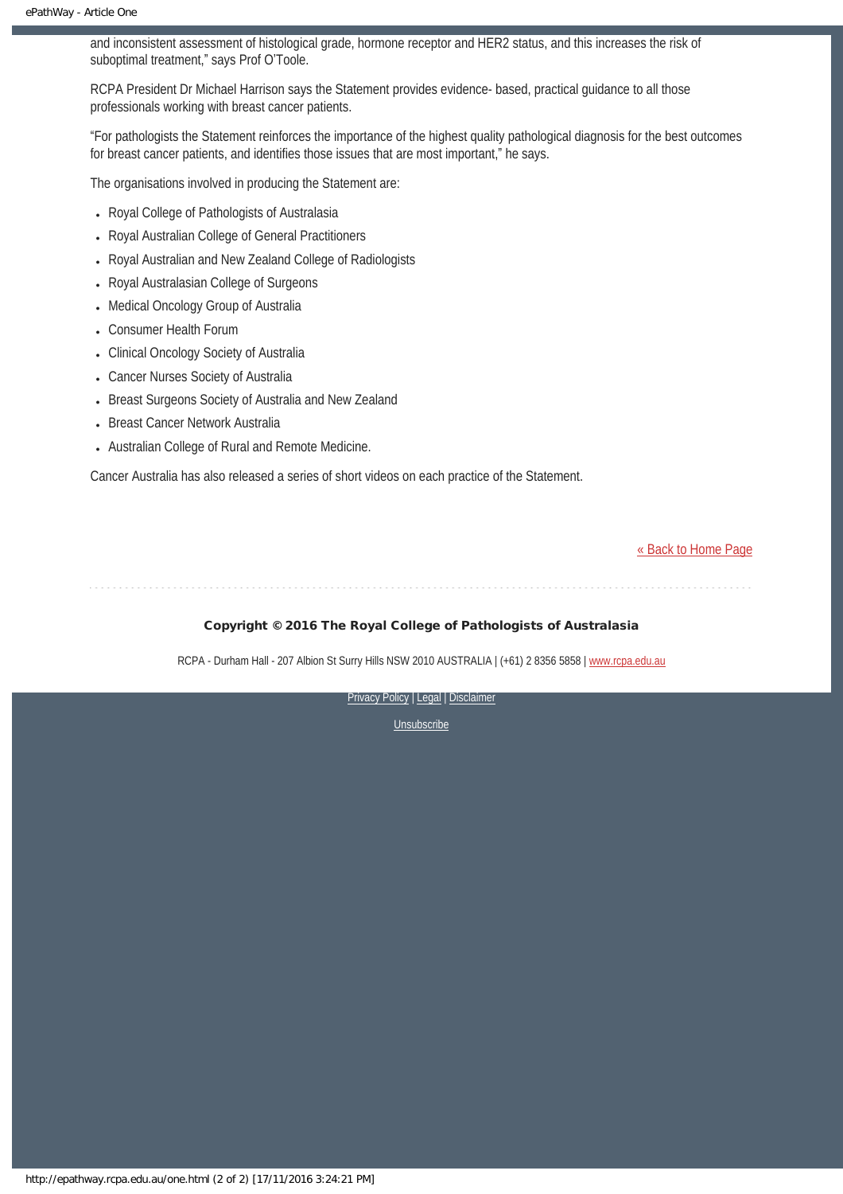and inconsistent assessment of histological grade, hormone receptor and HER2 status, and this increases the risk of suboptimal treatment," says Prof O'Toole.

RCPA President Dr Michael Harrison says the Statement provides evidence- based, practical guidance to all those professionals working with breast cancer patients.

"For pathologists the Statement reinforces the importance of the highest quality pathological diagnosis for the best outcomes for breast cancer patients, and identifies those issues that are most important," he says.

The organisations involved in producing the Statement are:

- Royal College of Pathologists of Australasia
- Royal Australian College of General Practitioners
- Royal Australian and New Zealand College of Radiologists
- Royal Australasian College of Surgeons
- Medical Oncology Group of Australia
- Consumer Health Forum
- Clinical Oncology Society of Australia
- Cancer Nurses Society of Australia
- Breast Surgeons Society of Australia and New Zealand
- Breast Cancer Network Australia
- Australian College of Rural and Remote Medicine.

Cancer Australia has also released a series of short videos on each practice of the Statement.

« Back to Home Page

**Copyright © 2016 The Royal College of Pathologists of Australasia**

RCPA - Durham Hall - 207 Albion St Surry Hills NSW 2010 AUSTRALIA | (+61) 2 8356 5858 | www.rcpa.edu.au

Privacy Policy | Legal | Disclaimer

Unsubscribe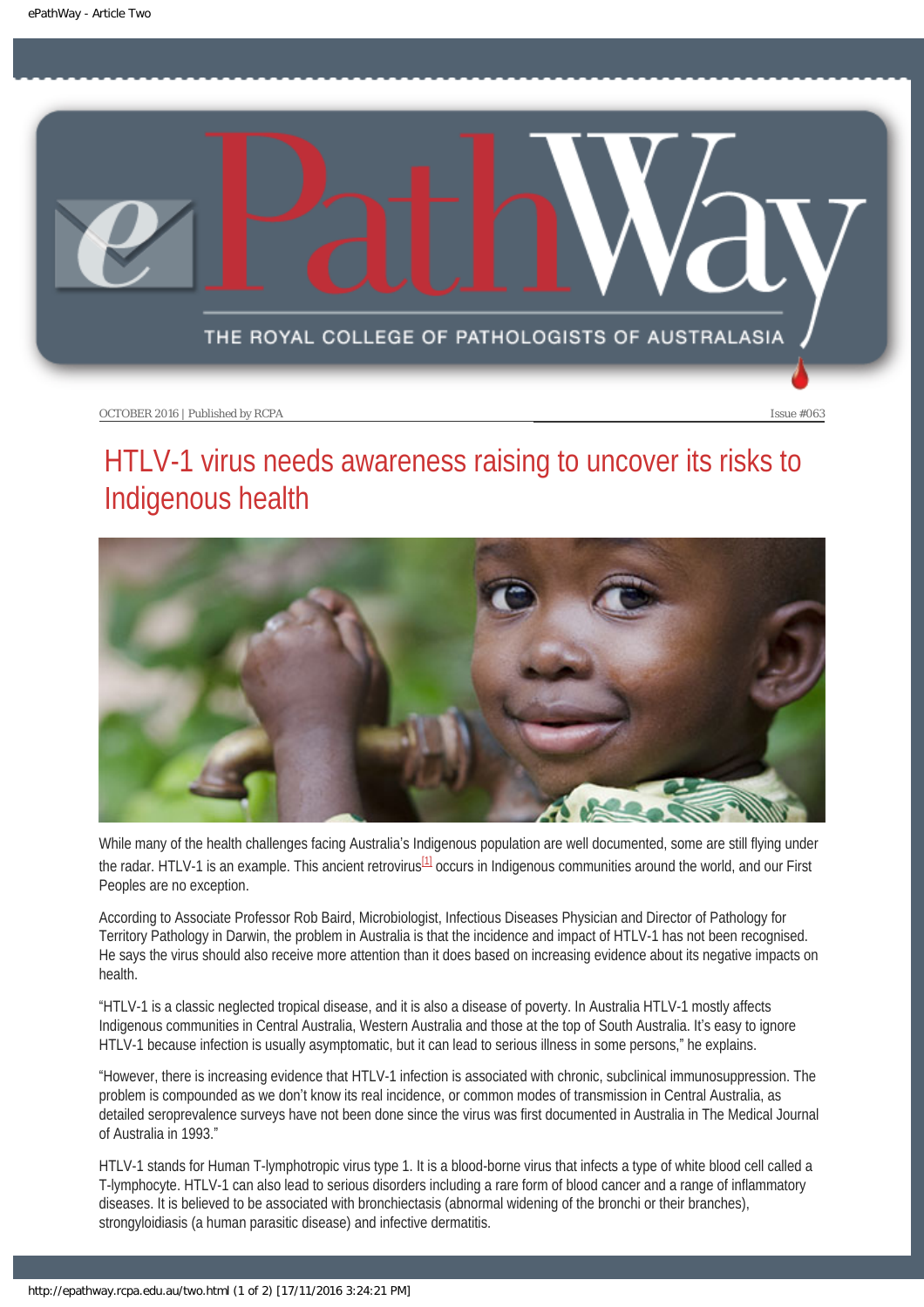OCTOBER 2016 | Published by RCPA

Issue #063

# HTLV-1 virus needs awareness raising to uncover its risks to Indigenous health

While many of the health challenges facing Australia's Indigenous population are well documented, some are still flying under the radar. HTLV-1 is an example. This ancient retrovirus[1] occurs in Indigenous communities around the world, and our First Peoples are no exception.

According to Associate Professor Rob Baird, Microbiologist, Infectious Diseases Physician and Director of Pathology for Territory Pathology in Darwin, the problem in Australia is that the incidence and impact of HTLV-1 has not been recognised. He says the virus should also receive more attention than it does based on increasing evidence about its negative impacts on health.

"HTLV-1 is a classic neglected tropical disease, and it is also a disease of poverty. In Australia HTLV-1 mostly affects Indigenous communities in Central Australia, Western Australia and those at the top of South Australia. It's easy to ignore HTLV-1 because infection is usually asymptomatic, but it can lead to serious illness in some persons," he explains.

"However, there is increasing evidence that HTLV-1 infection is associated with chronic, subclinical immunosuppression. The problem is compounded as we don't know its real incidence, or common modes of transmission in Central Australia, as detailed seroprevalence surveys have not been done since the virus was first documented in Australia in The Medical Journal of Australia in 1993."

HTLV-1 stands for Human T-lymphotropic virus type 1. It is a blood-borne virus that infects a type of white blood cell called a T-lymphocyte. HTLV-1 can also lead to serious disorders including a rare form of blood cancer and a range of inflammatory diseases. It is believed to be associated with bronchiectasis (abnormal widening of the bronchi or their branches), strongyloidiasis (a human parasitic disease) and infective dermatitis.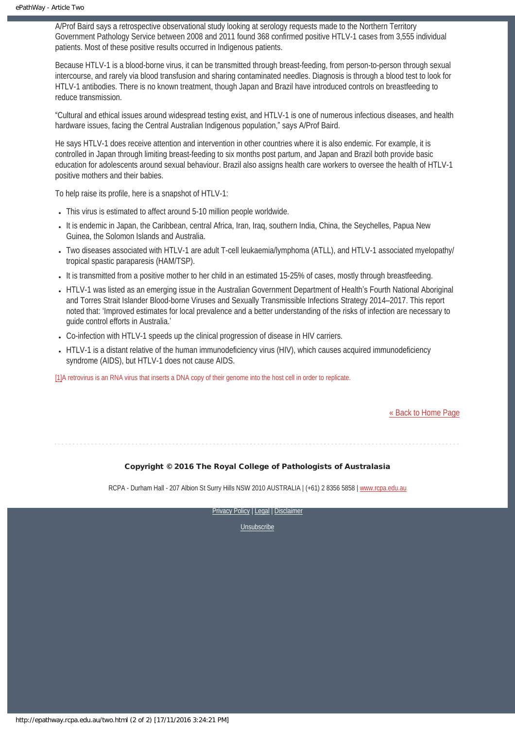A/Prof Baird says a retrospective observational study looking at serology requests made to the Northern Territory Government Pathology Service between 2008 and 2011 found 368 confirmed positive HTLV-1 cases from 3,555 individual patients. Most of these positive results occurred in Indigenous patients.

Because HTLV-1 is a blood-borne virus, it can be transmitted through breast-feeding, from person-to-person through sexual intercourse, and rarely via blood transfusion and sharing contaminated needles. Diagnosis is through a blood test to look for HTLV-1 antibodies. There is no known treatment, though Japan and Brazil have introduced controls on breastfeeding to reduce transmission.

"Cultural and ethical issues around widespread testing exist, and HTLV-1 is one of numerous infectious diseases, and health hardware issues, facing the Central Australian Indigenous population," says A/Prof Baird.

He says HTLV-1 does receive attention and intervention in other countries where it is also endemic. For example, it is controlled in Japan through limiting breast-feeding to six months post partum, and Japan and Brazil both provide basic education for adolescents around sexual behaviour. Brazil also assigns health care workers to oversee the health of HTLV-1 positive mothers and their babies.

To help raise its profile, here is a snapshot of HTLV-1:

- This virus is estimated to affect around 5-10 million people worldwide.
- It is endemic in Japan, the Caribbean, central Africa, Iran, Iraq, southern India, China, the Seychelles, Papua New Guinea, the Solomon Islands and Australia.
- Two diseases associated with HTLV-1 are adult T-cell leukaemia/lymphoma (ATLL), and HTLV-1 associated myelopathy/tropical spastic paraparesis (HAM/TSP).
- It is transmitted from a positive mother to her child in an estimated 15-25% of cases, mostly through breastfeeding.
- HTLV-1 was listed as an emerging issue in the Australian Government Department of Health's Fourth National Aboriginal and Torres Strait Islander Blood-borne Viruses and Sexually Transmissible Infections Strategy 2014–2017. This report noted that: 'Improved estimates for local prevalence and a better understanding of the risks of infection are necessary to guide control efforts in Australia.'
- Co-infection with HTLV-1 speeds up the clinical progression of disease in HIV carriers.
- HTLV-1 is a distant relative of the human immunodeficiency virus (HIV), which causes acquired immunodeficiency syndrome (AIDS), but HTLV-1 does not cause AIDS.

[1]A retrovirus is an RNA virus that inserts a DNA copy of their genome into the host cell in order to replicate.

« Back to Home Page

**Copyright © 2016 The Royal College of Pathologists of Australasia**

RCPA - Durham Hall - 207 Albion St Surry Hills NSW 2010 AUSTRALIA | (+61) 2 8356 5858 | www.rcpa.edu.au

Privacy Policy | Legal | Disclaimer

Unsubscribe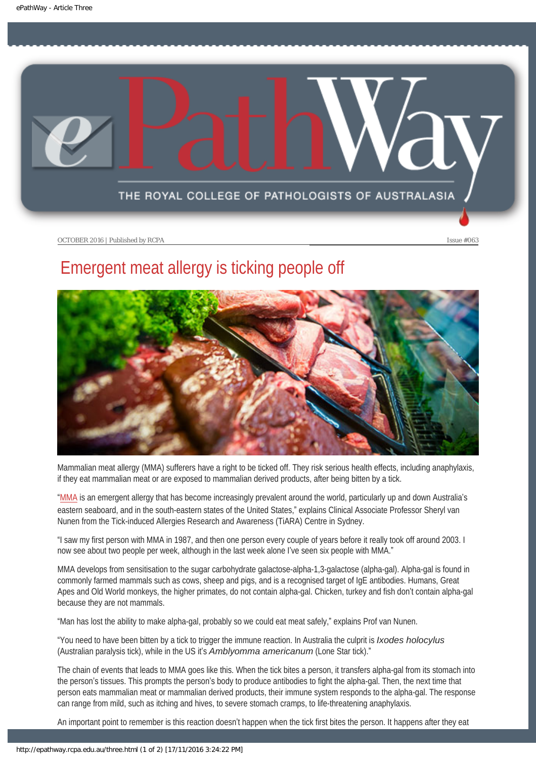OCTOBER 2016 | Published by RCPA

Issue #063

# Emergent meat allergy is ticking people off

Mammalian meat allergy (MMA) sufferers have a right to be ticked off. They risk serious health effects, including anaphylaxis, if they eat mammalian meat or are exposed to mammalian derived products, after being bitten by a tick.

"MMA is an emergent allergy that has become increasingly prevalent around the world, particularly up and down Australia's eastern seaboard, and in the south-eastern states of the United States," explains Clinical Associate Professor Sheryl van Nunen from the Tick-induced Allergies Research and Awareness (TiARA) Centre in Sydney.

"I saw my first person with MMA in 1987, and then one person every couple of years before it really took off around 2003. I now see about two people per week, although in the last week alone I've seen six people with MMA."

MMA develops from sensitisation to the sugar carbohydrate galactose-alpha-1,3-galactose (alpha-gal). Alpha-gal is found in commonly farmed mammals such as cows, sheep and pigs, and is a recognised target of IgE antibodies. Humans, Great Apes and Old World monkeys, the higher primates, do not contain alpha-gal. Chicken, turkey and fish don't contain alpha-gal because they are not mammals.

"Man has lost the ability to make alpha-gal, probably so we could eat meat safely," explains Prof van Nunen.

"You need to have been bitten by a tick to trigger the immune reaction. In Australia the culprit is *Ixodes holocylus* (Australian paralysis tick), while in the US it's *Amblyomma americanum* (Lone Star tick)."

The chain of events that leads to MMA goes like this. When the tick bites a person, it transfers alpha-gal from its stomach into the person's tissues. This prompts the person's body to produce antibodies to fight the alpha-gal. Then, the next time that person eats mammalian meat or mammalian derived products, their immune system responds to the alpha-gal. The response can range from mild, such as itching and hives, to severe stomach cramps, to life-threatening anaphylaxis.

An important point to remember is this reaction doesn't happen when the tick first bites the person. It happens after they eat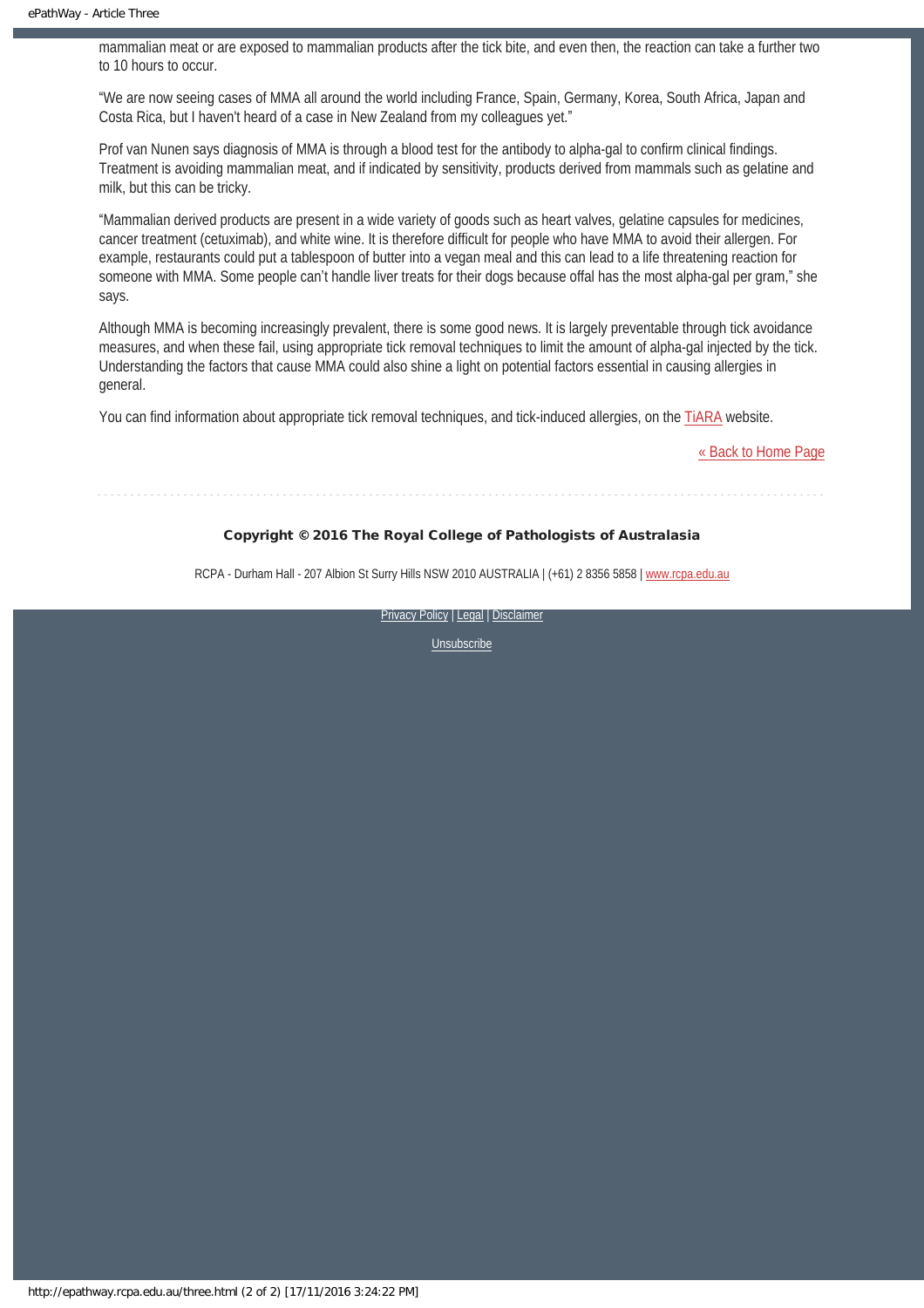mammalian meat or are exposed to mammalian products after the tick bite, and even then, the reaction can take a further two to 10 hours to occur.

"We are now seeing cases of MMA all around the world including France, Spain, Germany, Korea, South Africa, Japan and Costa Rica, but I haven't heard of a case in New Zealand from my colleagues yet."

Prof van Nunen says diagnosis of MMA is through a blood test for the antibody to alpha-gal to confirm clinical findings. Treatment is avoiding mammalian meat, and if indicated by sensitivity, products derived from mammals such as gelatine and milk, but this can be tricky.

"Mammalian derived products are present in a wide variety of goods such as heart valves, gelatine capsules for medicines, cancer treatment (cetuximab), and white wine. It is therefore difficult for people who have MMA to avoid their allergen. For example, restaurants could put a tablespoon of butter into a vegan meal and this can lead to a life threatening reaction for someone with MMA. Some people can't handle liver treats for their dogs because offal has the most alpha-gal per gram," she says.

Although MMA is becoming increasingly prevalent, there is some good news. It is largely preventable through tick avoidance measures, and when these fail, using appropriate tick removal techniques to limit the amount of alpha-gal injected by the tick. Understanding the factors that cause MMA could also shine a light on potential factors essential in causing allergies in general.

You can find information about appropriate tick removal techniques, and tick-induced allergies, on the TiARA website.

« Back to Home Page

**Copyright © 2016 The Royal College of Pathologists of Australasia**

RCPA - Durham Hall - 207 Albion St Surry Hills NSW 2010 AUSTRALIA | (+61) 2 8356 5858 | www.rcpa.edu.au

Privacy Policy | Legal | Disclaimer

Unsubscribe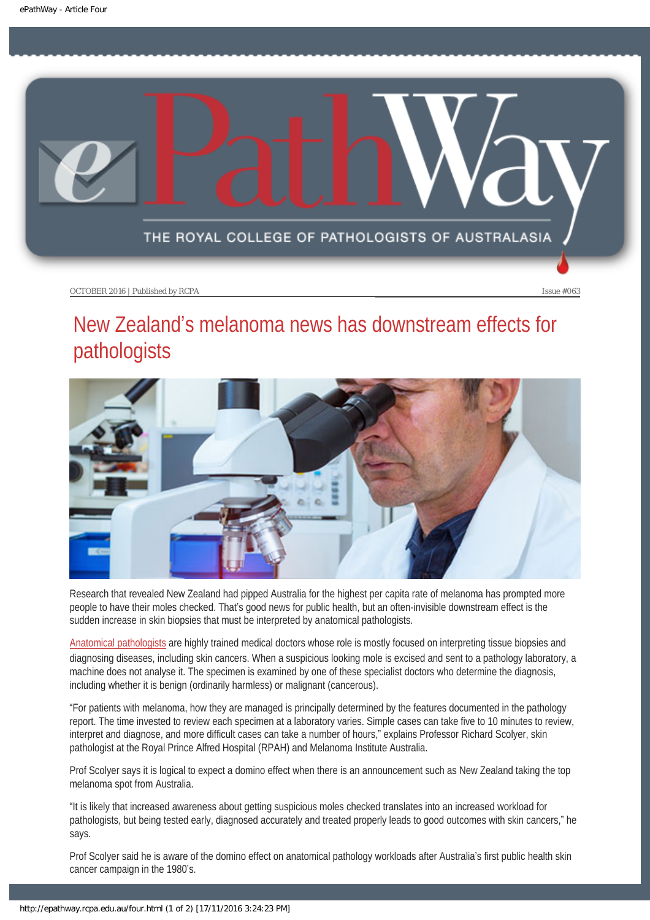OCTOBER 2016 | Published by RCPA

Issue #063

# New Zealand's melanoma news has downstream effects for pathologists

Research that revealed New Zealand had pipped Australia for the highest per capita rate of melanoma has prompted more people to have their moles checked. That's good news for public health, but an often-invisible downstream effect is the sudden increase in skin biopsies that must be interpreted by anatomical pathologists.

Anatomical pathologists are highly trained medical doctors whose role is mostly focused on interpreting tissue biopsies and diagnosing diseases, including skin cancers. When a suspicious looking mole is excised and sent to a pathology laboratory, a machine does not analyse it. The specimen is examined by one of these specialist doctors who determine the diagnosis, including whether it is benign (ordinarily harmless) or malignant (cancerous).

"For patients with melanoma, how they are managed is principally determined by the features documented in the pathology report. The time invested to review each specimen at a laboratory varies. Simple cases can take five to 10 minutes to review, interpret and diagnose, and more difficult cases can take a number of hours," explains Professor Richard Scolyer, skin pathologist at the Royal Prince Alfred Hospital (RPAH) and Melanoma Institute Australia.

Prof Scolyer says it is logical to expect a domino effect when there is an announcement such as New Zealand taking the top melanoma spot from Australia.

"It is likely that increased awareness about getting suspicious moles checked translates into an increased workload for pathologists, but being tested early, diagnosed accurately and treated properly leads to good outcomes with skin cancers," he says.

Prof Scolyer said he is aware of the domino effect on anatomical pathology workloads after Australia's first public health skin cancer campaign in the 1980's.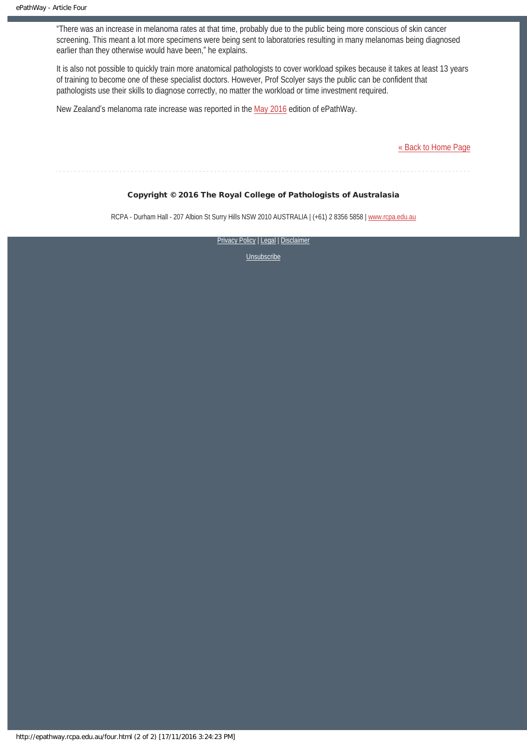"There was an increase in melanoma rates at that time, probably due to the public being more conscious of skin cancer screening. This meant a lot more specimens were being sent to laboratories resulting in many melanomas being diagnosed earlier than they otherwise would have been," he explains.

It is also not possible to quickly train more anatomical pathologists to cover workload spikes because it takes at least 13 years of training to become one of these specialist doctors. However, Prof Scolyer says the public can be confident that pathologists use their skills to diagnose correctly, no matter the workload or time investment required.

New Zealand's melanoma rate increase was reported in the May 2016 edition of ePathWay.

« Back to Home Page

**Copyright © 2016 The Royal College of Pathologists of Australasia**

RCPA - Durham Hall - 207 Albion St Surry Hills NSW 2010 AUSTRALIA | (+61) 2 8356 5858 | www.rcpa.edu.au

Privacy Policy | Legal | Disclaimer

Unsubscribe